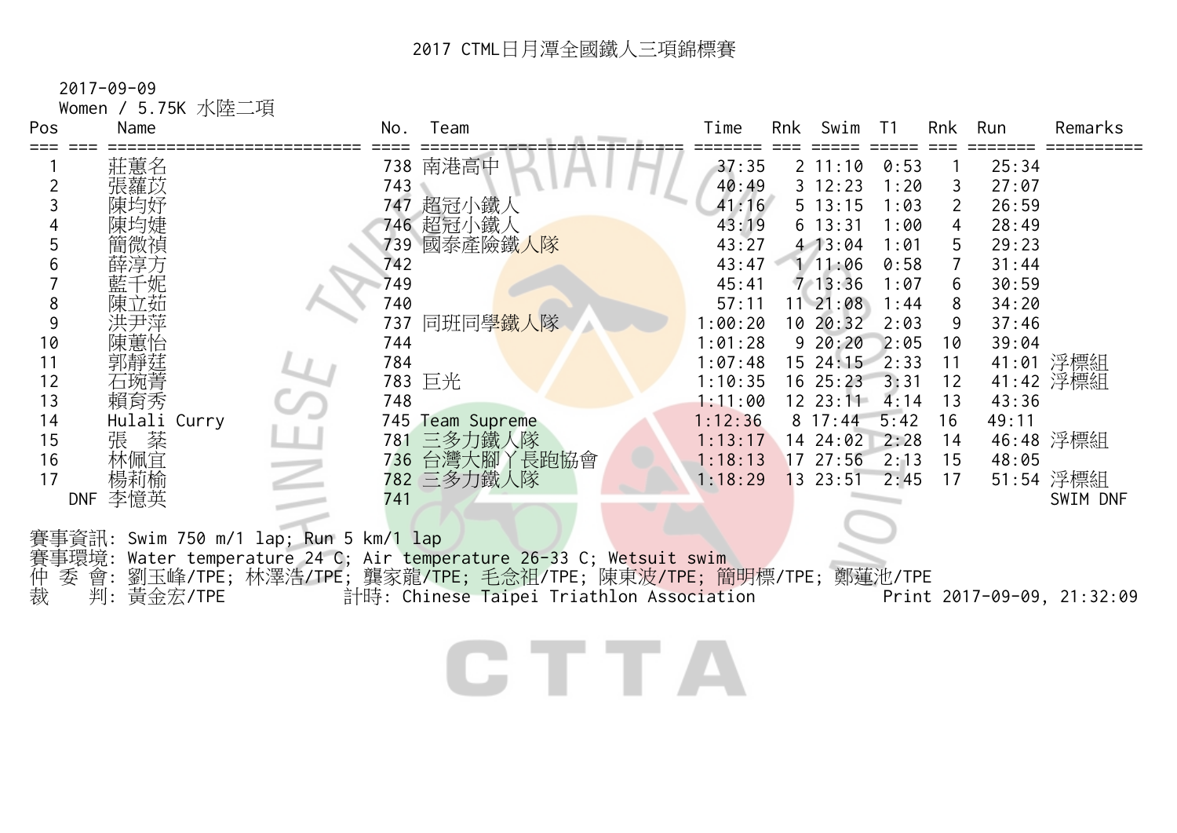# 2017 CTML日月潭全國鐵人三項錦標賽

2017-09-09

Women / 5.75K 水陸二項

| Pos | | Name | No. | Team | Time | Rnk | Swim | T1 | Rnk | Run | Remarks |
|---|---|---|---|---|---|---|---|---|---|---|---|
| 1 | | 莊蕙名 | 738 | 南港高中 | 37:35 | 2 | 11:10 | 0:53 | 1 | 25:34 | |
| 2 | | 張蘿苡 | 743 | | 40:49 | 3 | 12:23 | 1:20 | 3 | 27:07 | |
| 3 | | 陳均妤 | 747 | 超冠小鐵人 | 41:16 | 5 | 13:15 | 1:03 | 2 | 26:59 | |
| 4 | | 陳均婕 | 746 | 超冠小鐵人 | 43:19 | 6 | 13:31 | 1:00 | 4 | 28:49 | |
| 5 | | 簡微禎 | 739 | 國泰產險鐵人隊 | 43:27 | 4 | 13:04 | 1:01 | 5 | 29:23 | |
| 6 | | 薛淳方 | 742 | | 43:47 | 1 | 11:06 | 0:58 | 7 | 31:44 | |
| 7 | | 藍千妮 | 749 | | 45:41 | 7 | 13:36 | 1:07 | 6 | 30:59 | |
| 8 | | 陳立茹 | 740 | | 57:11 | 11 | 21:08 | 1:44 | 8 | 34:20 | |
| 9 | | 洪尹萍 | 737 | 同班同學鐵人隊 | 1:00:20 | 10 | 20:32 | 2:03 | 9 | 37:46 | |
| 10 | | 陳蕙怡 | 744 | | 1:01:28 | 9 | 20:20 | 2:05 | 10 | 39:04 | |
| 11 | | 郭靜莛 | 784 | | 1:07:48 | 15 | 24:15 | 2:33 | 11 | 41:01 | 浮標組 |
| 12 | | 石琬菁 | 783 | 巨光 | 1:10:35 | 16 | 25:23 | 3:31 | 12 | 41:42 | 浮標組 |
| 13 | | 賴育秀 | 748 | | 1:11:00 | 12 | 23:11 | 4:14 | 13 | 43:36 | |
| 14 | | Hulali Curry | 745 | Team Supreme | 1:12:36 | 8 | 17:44 | 5:42 | 16 | 49:11 | |
| 15 | | 張　棻 | 781 | 三多力鐵人隊 | 1:13:17 | 14 | 24:02 | 2:28 | 14 | 46:48 | 浮標組 |
| 16 | | 林佩宜 | 736 | 台灣大腳丫長跑協會 | 1:18:13 | 17 | 27:56 | 2:13 | 15 | 48:05 | |
| 17 | | 楊莉榆 | 782 | 三多力鐵人隊 | 1:18:29 | 13 | 23:51 | 2:45 | 17 | 51:54 | 浮標組 |
| | DNF | 李憶英 | 741 | | | | | | | | SWIM DNF |

賽事資訊: Swim 750 m/1 lap; Run 5 km/1 lap

賽事環境: Water temperature 24 C; Air temperature 26-33 C; Wetsuit swim

仲 委 會: 劉玉峰/TPE; 林澤浩/TPE; 龔家龍/TPE; 毛念祖/TPE; 陳東波/TPE; 簡明標/TPE; 鄭蓮池/TPE

裁　　判: 黃金宏/TPE　　計時: Chinese Taipei Triathlon Association　　Print 2017-09-09, 21:32:09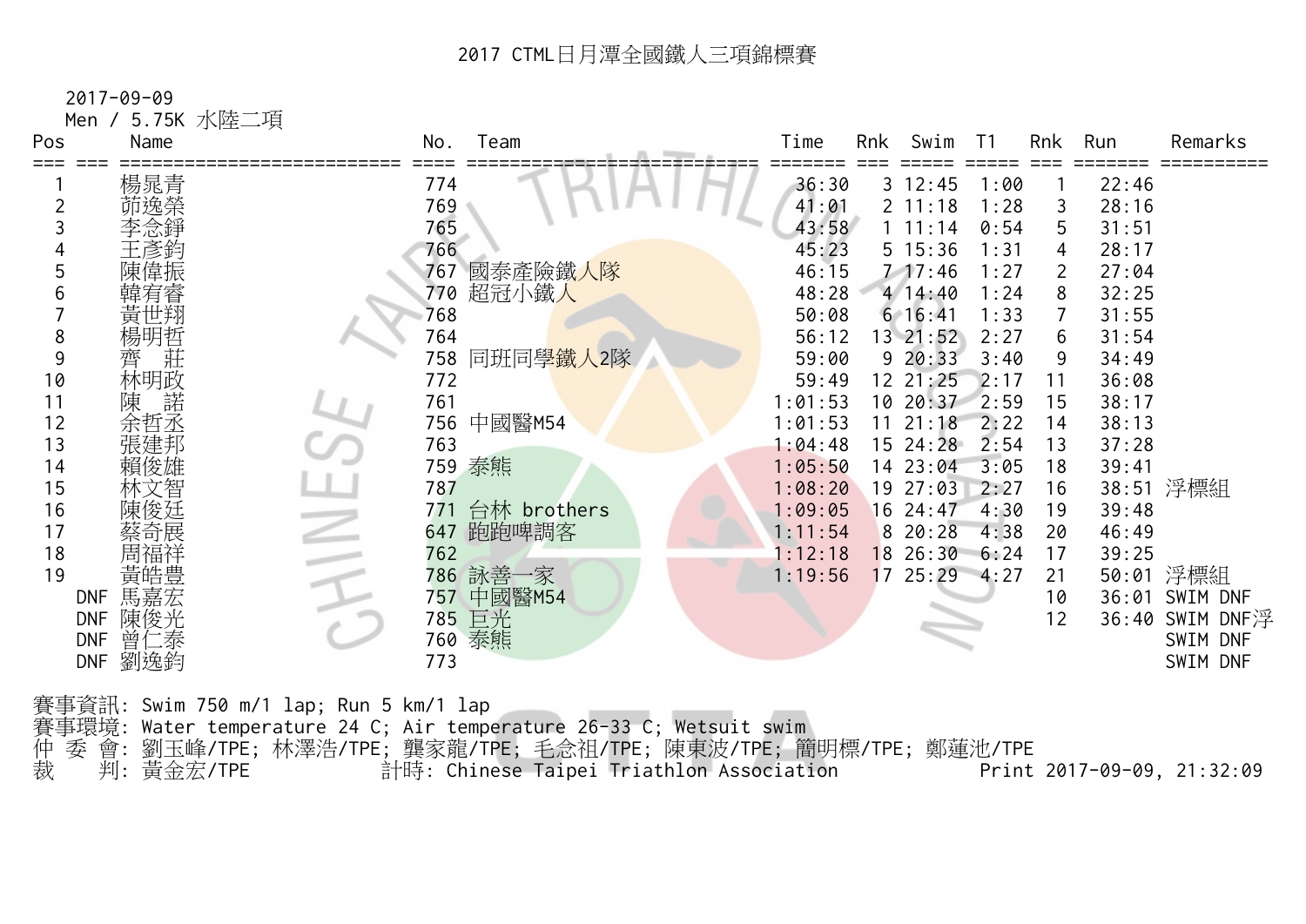# 2017 CTML日月潭全國鐵人三項錦標賽

2017-09-09

Men / 5.75K 水陸二項

| Pos | | Name | No. | Team | Time | Rnk | Swim | T1 | Rnk | Run | Remarks |
|---|---|---|---|---|---|---|---|---|---|---|---|
| 1 | | 楊晁青 | 774 | | 36:30 | 3 | 12:45 | 1:00 | 1 | 22:46 | |
| 2 | | 茆逸榮 | 769 | | 41:01 | 2 | 11:18 | 1:28 | 3 | 28:16 | |
| 3 | | 李念錚 | 765 | | 43:58 | 1 | 11:14 | 0:54 | 5 | 31:51 | |
| 4 | | 王彥鈞 | 766 | | 45:23 | 5 | 15:36 | 1:31 | 4 | 28:17 | |
| 5 | | 陳偉振 | 767 | 國泰產險鐵人隊 | 46:15 | 7 | 17:46 | 1:27 | 2 | 27:04 | |
| 6 | | 韓宥睿 | 770 | 超冠小鐵人 | 48:28 | 4 | 14:40 | 1:24 | 8 | 32:25 | |
| 7 | | 黃世翔 | 768 | | 50:08 | 6 | 16:41 | 1:33 | 7 | 31:55 | |
| 8 | | 楊明哲 | 764 | | 56:12 | 13 | 21:52 | 2:27 | 6 | 31:54 | |
| 9 | | 齊　莊 | 758 | 同班同學鐵人2隊 | 59:00 | 9 | 20:33 | 3:40 | 9 | 34:49 | |
| 10 | | 林明政 | 772 | | 59:49 | 12 | 21:25 | 2:17 | 11 | 36:08 | |
| 11 | | 陳　諾 | 761 | | 1:01:53 | 10 | 20:37 | 2:59 | 15 | 38:17 | |
| 12 | | 余哲丞 | 756 | 中國醫M54 | 1:01:53 | 11 | 21:18 | 2:22 | 14 | 38:13 | |
| 13 | | 張建邦 | 763 | | 1:04:48 | 15 | 24:28 | 2:54 | 13 | 37:28 | |
| 14 | | 賴俊雄 | 759 | 泰熊 | 1:05:50 | 14 | 23:04 | 3:05 | 18 | 39:41 | |
| 15 | | 林文智 | 787 | | 1:08:20 | 19 | 27:03 | 2:27 | 16 | 38:51 | 浮標組 |
| 16 | | 陳俊廷 | 771 | 台林 brothers | 1:09:05 | 16 | 24:47 | 4:30 | 19 | 39:48 | |
| 17 | | 蔡奇展 | 647 | 跑跑啤調客 | 1:11:54 | 8 | 20:28 | 4:38 | 20 | 46:49 | |
| 18 | | 周福祥 | 762 | | 1:12:18 | 18 | 26:30 | 6:24 | 17 | 39:25 | |
| 19 | | 黃皓豊 | 786 | 詠善一家 | 1:19:56 | 17 | 25:29 | 4:27 | 21 | 50:01 | 浮標組 |
| | DNF | 馬嘉宏 | 757 | 中國醫M54 | | | | | 10 | 36:01 | SWIM DNF |
| | DNF | 陳俊光 | 785 | 巨光 | | | | | 12 | 36:40 | SWIM DNF浮 |
| | DNF | 曾仁泰 | 760 | 泰熊 | | | | | | | SWIM DNF |
| | DNF | 劉逸鈞 | 773 | | | | | | | | SWIM DNF |

賽事資訊: Swim 750 m/1 lap; Run 5 km/1 lap

賽事環境: Water temperature 24 C; Air temperature 26-33 C; Wetsuit swim

仲 委 會: 劉玉峰/TPE; 林澤浩/TPE; 龔家龍/TPE; 毛念祖/TPE; 陳東波/TPE; 簡明標/TPE; 鄭蓮池/TPE

裁　　判: 黃金宏/TPE　　計時: Chinese Taipei Triathlon Association　　Print 2017-09-09, 21:32:09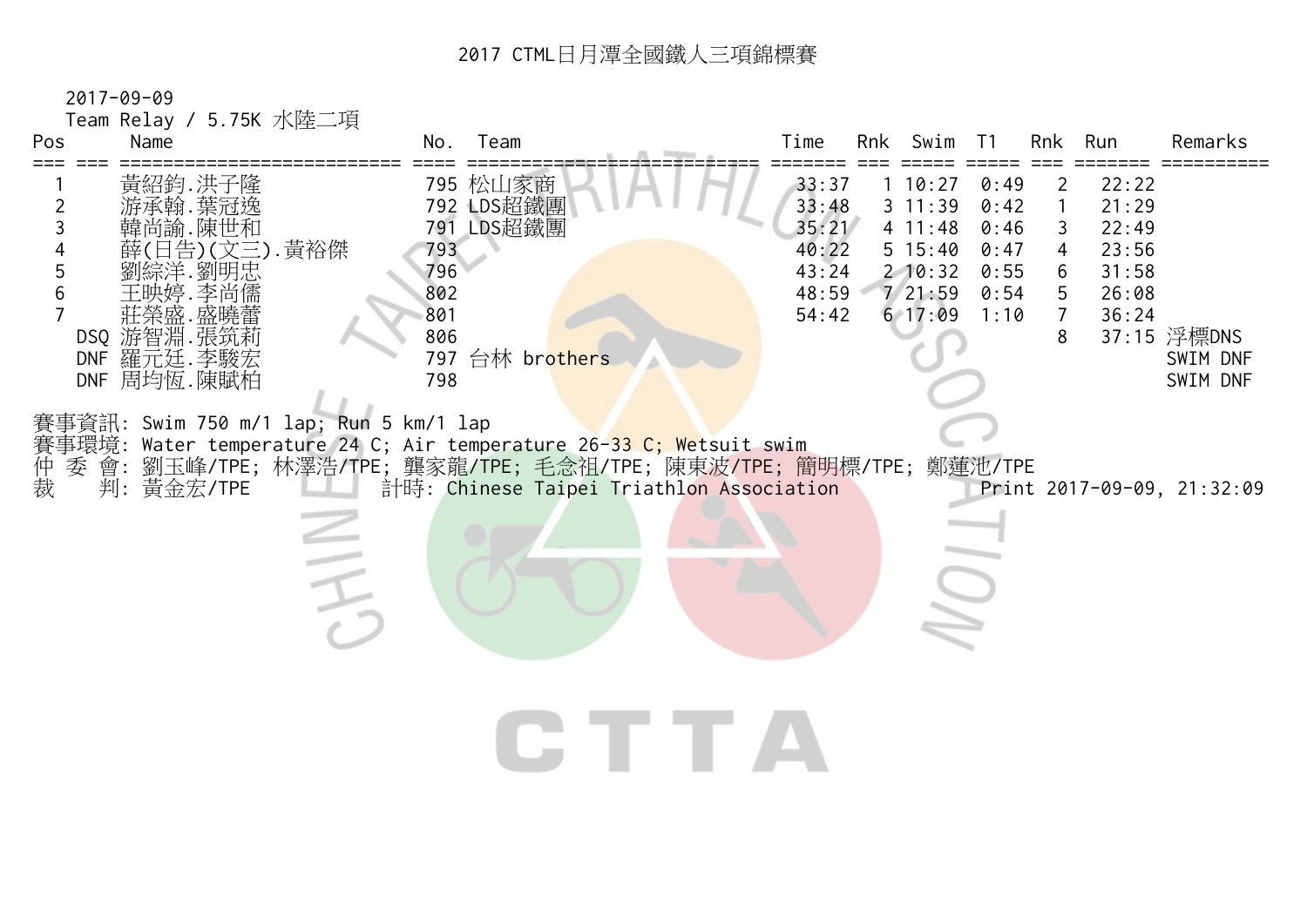# 2017 CTML日月潭全國鐵人三項錦標賽

2017-09-09

Team Relay / 5.75K 水陸二項

| Pos | | Name | No. | Team | Time | Rnk | Swim | T1 | Rnk | Run | Remarks |
|---|---|---|---|---|---|---|---|---|---|---|---|
| 1 | | 黃紹鈞.洪子隆 | 795 | 松山家商 | 33:37 | 1 | 10:27 | 0:49 | 2 | 22:22 | |
| 2 | | 游承翰.葉冠逸 | 792 | LDS超鐵團 | 33:48 | 3 | 11:39 | 0:42 | 1 | 21:29 | |
| 3 | | 韓尚諭.陳世和 | 791 | LDS超鐵團 | 35:21 | 4 | 11:48 | 0:46 | 3 | 22:49 | |
| 4 | | 薛(日告)(文三).黃裕傑 | 793 | | 40:22 | 5 | 15:40 | 0:47 | 4 | 23:56 | |
| 5 | | 劉綜洋.劉明忠 | 796 | | 43:24 | 2 | 10:32 | 0:55 | 6 | 31:58 | |
| 6 | | 王映婷.李尚儒 | 802 | | 48:59 | 7 | 21:59 | 0:54 | 5 | 26:08 | |
| 7 | | 莊榮盛.盛曉蕾 | 801 | | 54:42 | 6 | 17:09 | 1:10 | 7 | 36:24 | |
| | DSQ | 游智淵.張筑莉 | 806 | | | | | | 8 | 37:15 | 浮標DNS |
| | DNF | 羅元廷.李駿宏 | 797 | 台林 brothers | | | | | | | SWIM DNF |
| | DNF | 周均恆.陳賦柏 | 798 | | | | | | | | SWIM DNF |

賽事資訊: Swim 750 m/1 lap; Run 5 km/1 lap

賽事環境: Water temperature 24 C; Air temperature 26-33 C; Wetsuit swim

仲 委 會: 劉玉峰/TPE; 林澤浩/TPE; 龔家龍/TPE; 毛念祖/TPE; 陳東波/TPE; 簡明標/TPE; 鄭蓮池/TPE

裁 判: 黃金宏/TPE 計時: Chinese Taipei Triathlon Association Print 2017-09-09, 21:32:09